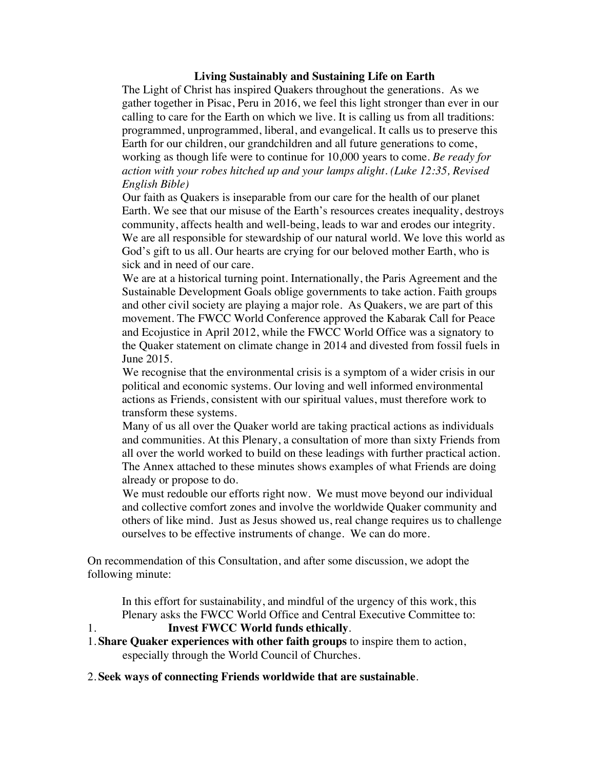## Living Sustainably and Sustaining Life on Earth

The Light of Christ has inspired Quakers throughout the generations. As we gather together in Pisac, Peru in 2016, we feel this light stronger than ever in our calling to care for the Earth on which we live. It is calling us from all traditions: programmed, unprogrammed, liberal, and evangelical. It calls us to preserve this Earth for our children, our grandchildren and all future generations to come, working as though life were to continue for 10,000 years to come. *Be ready for action with your robes hitched up and your lamps alight. (Luke 12:35, Revised English Bible)*

Our faith as Quakers is inseparable from our care for the health of our planet Earth. We see that our misuse of the Earth's resources creates inequality, destroys community, affects health and well-being, leads to war and erodes our integrity. We are all responsible for stewardship of our natural world. We love this world as God's gift to us all. Our hearts are crying for our beloved mother Earth, who is sick and in need of our care.

We are at a historical turning point. Internationally, the Paris Agreement and the Sustainable Development Goals oblige governments to take action. Faith groups and other civil society are playing a major role. As Quakers, we are part of this movement. The FWCC World Conference approved the Kabarak Call for Peace and Ecojustice in April 2012, while the FWCC World Office was a signatory to the Quaker statement on climate change in 2014 and divested from fossil fuels in June 2015.

We recognise that the environmental crisis is a symptom of a wider crisis in our political and economic systems. Our loving and well informed environmental actions as Friends, consistent with our spiritual values, must therefore work to transform these systems.

Many of us all over the Quaker world are taking practical actions as individuals and communities. At this Plenary, a consultation of more than sixty Friends from all over the world worked to build on these leadings with further practical action. The Annex attached to these minutes shows examples of what Friends are doing already or propose to do.

We must redouble our efforts right now. We must move beyond our individual and collective comfort zones and involve the worldwide Quaker community and others of like mind. Just as Jesus showed us, real change requires us to challenge ourselves to be effective instruments of change. We can do more.

On recommendation of this Consultation, and after some discussion, we adopt the following minute:

In this effort for sustainability, and mindful of the urgency of this work, this Plenary asks the FWCC World Office and Central Executive Committee to:

1. **Invest FWCC World funds ethically**.

1. **Share Quaker experiences with other faith groups** to inspire them to action, especially through the World Council of Churches.

2. **Seek ways of connecting Friends worldwide that are sustainable**.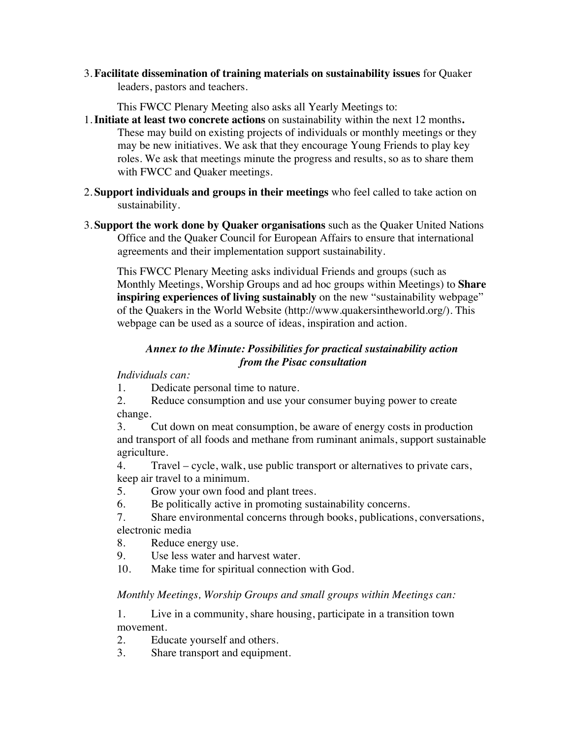3. **Facilitate dissemination of training materials on sustainability issues** for Quaker leaders, pastors and teachers.

This FWCC Plenary Meeting also asks all Yearly Meetings to:

1. **Initiate at least two concrete actions** on sustainability within the next 12 months**.** These may build on existing projects of individuals or monthly meetings or they may be new initiatives. We ask that they encourage Young Friends to play key roles. We ask that meetings minute the progress and results, so as to share them with FWCC and Quaker meetings.

2. **Support individuals and groups in their meetings** who feel called to take action on sustainability.

3. **Support the work done by Quaker organisations** such as the Quaker United Nations Office and the Quaker Council for European Affairs to ensure that international agreements and their implementation support sustainability.

This FWCC Plenary Meeting asks individual Friends and groups (such as Monthly Meetings, Worship Groups and ad hoc groups within Meetings) to **Share inspiring experiences of living sustainably** on the new "sustainability webpage" of the Quakers in the World Website (http://www.quakersintheworld.org/). This webpage can be used as a source of ideas, inspiration and action.

### *Annex to the Minute: Possibilities for practical sustainability action from the Pisac consultation*

*Individuals can:*

1. Dedicate personal time to nature.
2. Reduce consumption and use your consumer buying power to create change.
3. Cut down on meat consumption, be aware of energy costs in production and transport of all foods and methane from ruminant animals, support sustainable agriculture.
4. Travel – cycle, walk, use public transport or alternatives to private cars, keep air travel to a minimum.
5. Grow your own food and plant trees.
6. Be politically active in promoting sustainability concerns.
7. Share environmental concerns through books, publications, conversations, electronic media
8. Reduce energy use.
9. Use less water and harvest water.
10. Make time for spiritual connection with God.

*Monthly Meetings, Worship Groups and small groups within Meetings can:*

1. Live in a community, share housing, participate in a transition town movement.
2. Educate yourself and others.
3. Share transport and equipment.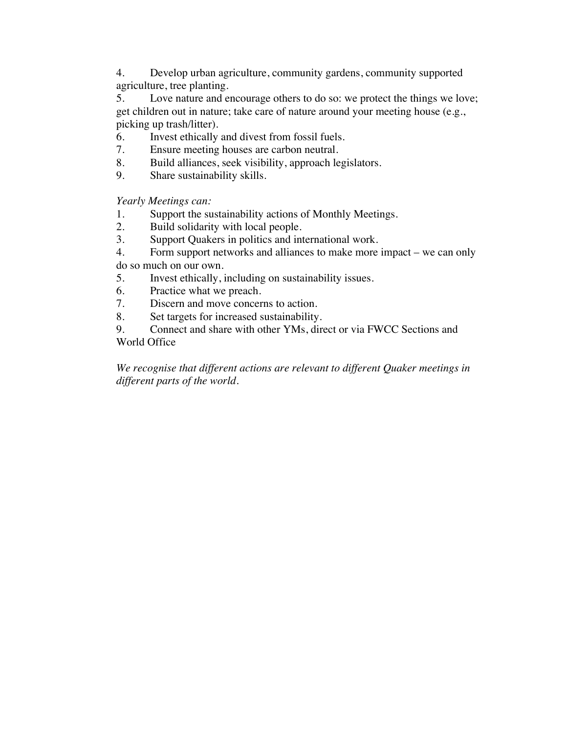4. Develop urban agriculture, community gardens, community supported agriculture, tree planting.
5. Love nature and encourage others to do so: we protect the things we love; get children out in nature; take care of nature around your meeting house (e.g., picking up trash/litter).
6. Invest ethically and divest from fossil fuels.
7. Ensure meeting houses are carbon neutral.
8. Build alliances, seek visibility, approach legislators.
9. Share sustainability skills.

*Yearly Meetings can:*

1. Support the sustainability actions of Monthly Meetings.
2. Build solidarity with local people.
3. Support Quakers in politics and international work.
4. Form support networks and alliances to make more impact – we can only do so much on our own.
5. Invest ethically, including on sustainability issues.
6. Practice what we preach.
7. Discern and move concerns to action.
8. Set targets for increased sustainability.
9. Connect and share with other YMs, direct or via FWCC Sections and World Office

*We recognise that different actions are relevant to different Quaker meetings in different parts of the world.*